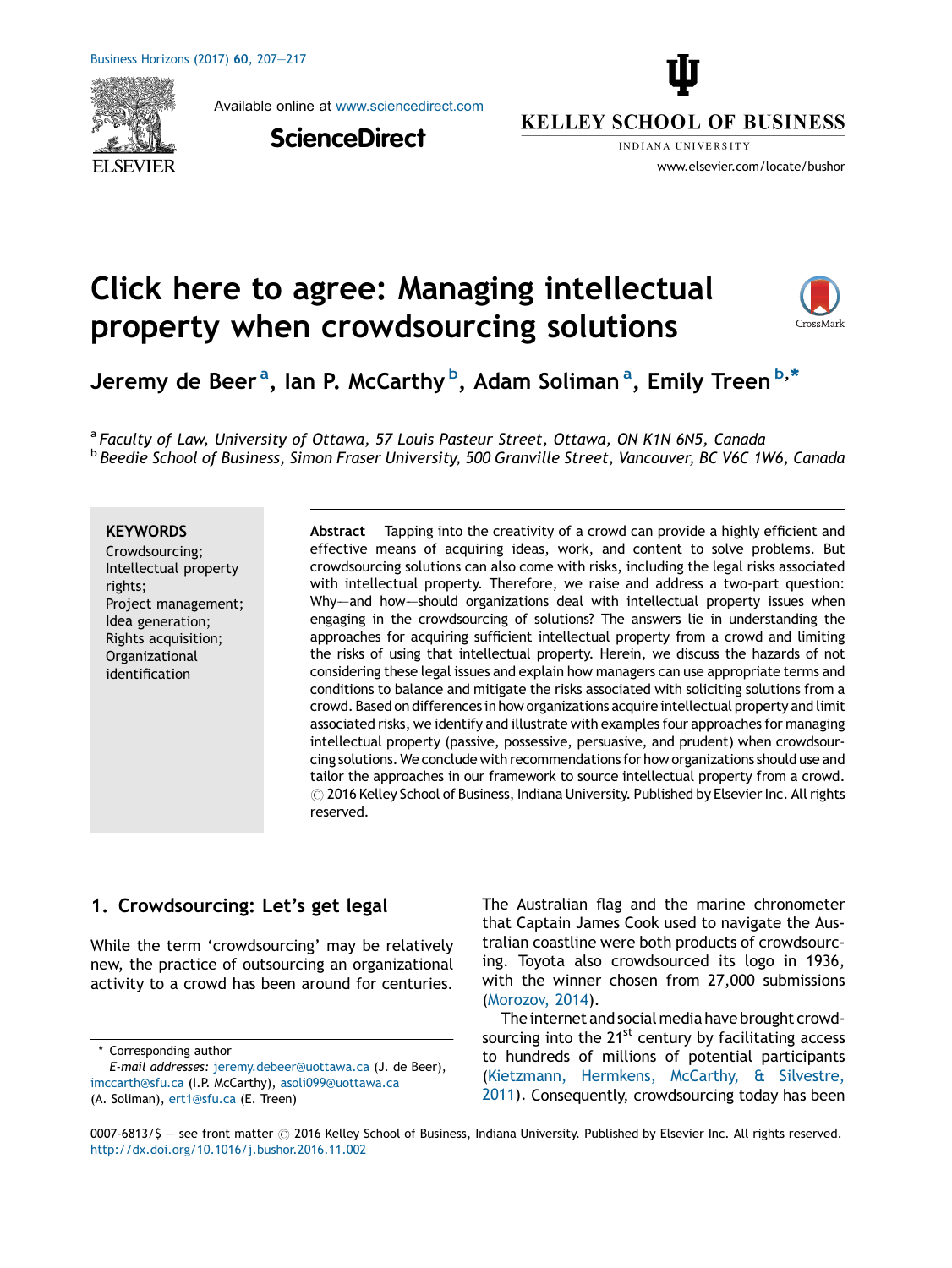# Click here to agree: Managing intellectual property when crowdsourcing solutions

Jeremy de Beer [a], Ian P. McCarthy [b], Adam Soliman [a], Emily Treen [b,*]

[a] *Faculty of Law, University of Ottawa, 57 Louis Pasteur Street, Ottawa, ON K1N 6N5, Canada*
[b] *Beedie School of Business, Simon Fraser University, 500 Granville Street, Vancouver, BC V6C 1W6, Canada*

**KEYWORDS**
Crowdsourcing;
Intellectual property rights;
Project management;
Idea generation;
Rights acquisition;
Organizational identification

**Abstract** Tapping into the creativity of a crowd can provide a highly efficient and effective means of acquiring ideas, work, and content to solve problems. But crowdsourcing solutions can also come with risks, including the legal risks associated with intellectual property. Therefore, we raise and address a two-part question: Why—and how—should organizations deal with intellectual property issues when engaging in the crowdsourcing of solutions? The answers lie in understanding the approaches for acquiring sufficient intellectual property from a crowd and limiting the risks of using that intellectual property. Herein, we discuss the hazards of not considering these legal issues and explain how managers can use appropriate terms and conditions to balance and mitigate the risks associated with soliciting solutions from a crowd. Based on differences in how organizations acquire intellectual property and limit associated risks, we identify and illustrate with examples four approaches for managing intellectual property (passive, possessive, persuasive, and prudent) when crowdsourcing solutions. We conclude with recommendations for how organizations should use and tailor the approaches in our framework to source intellectual property from a crowd.
© 2016 Kelley School of Business, Indiana University. Published by Elsevier Inc. All rights reserved.

## 1. Crowdsourcing: Let's get legal

While the term 'crowdsourcing' may be relatively new, the practice of outsourcing an organizational activity to a crowd has been around for centuries. The Australian flag and the marine chronometer that Captain James Cook used to navigate the Australian coastline were both products of crowdsourcing. Toyota also crowdsourced its logo in 1936, with the winner chosen from 27,000 submissions (Morozov, 2014).

The internet and social media have brought crowdsourcing into the 21st century by facilitating access to hundreds of millions of potential participants (Kietzmann, Hermkens, McCarthy, & Silvestre, 2011). Consequently, crowdsourcing today has been

\* Corresponding author
*E-mail addresses:* jeremy.debeer@uottawa.ca (J. de Beer), imccarth@sfu.ca (I.P. McCarthy), asoli099@uottawa.ca (A. Soliman), ert1@sfu.ca (E. Treen)

0007-6813/$ — see front matter © 2016 Kelley School of Business, Indiana University. Published by Elsevier Inc. All rights reserved.
http://dx.doi.org/10.1016/j.bushor.2016.11.002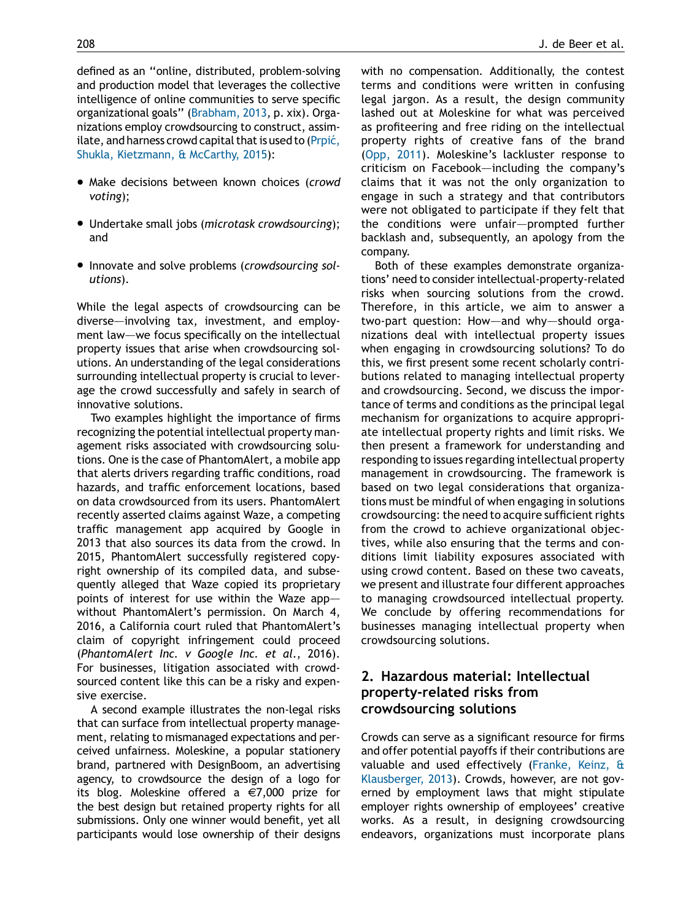defined as an "online, distributed, problem-solving and production model that leverages the collective intelligence of online communities to serve specific organizational goals" (Brabham, 2013, p. xix). Organizations employ crowdsourcing to construct, assimilate, and harness crowd capital that is used to (Prpić, Shukla, Kietzmann, & McCarthy, 2015):

- Make decisions between known choices (*crowd voting*);
- Undertake small jobs (*microtask crowdsourcing*); and
- Innovate and solve problems (*crowdsourcing solutions*).

While the legal aspects of crowdsourcing can be diverse—involving tax, investment, and employment law—we focus specifically on the intellectual property issues that arise when crowdsourcing solutions. An understanding of the legal considerations surrounding intellectual property is crucial to leverage the crowd successfully and safely in search of innovative solutions.

Two examples highlight the importance of firms recognizing the potential intellectual property management risks associated with crowdsourcing solutions. One is the case of PhantomAlert, a mobile app that alerts drivers regarding traffic conditions, road hazards, and traffic enforcement locations, based on data crowdsourced from its users. PhantomAlert recently asserted claims against Waze, a competing traffic management app acquired by Google in 2013 that also sources its data from the crowd. In 2015, PhantomAlert successfully registered copyright ownership of its compiled data, and subsequently alleged that Waze copied its proprietary points of interest for use within the Waze app—without PhantomAlert's permission. On March 4, 2016, a California court ruled that PhantomAlert's claim of copyright infringement could proceed (*PhantomAlert Inc. v Google Inc. et al.*, 2016). For businesses, litigation associated with crowdsourced content like this can be a risky and expensive exercise.

A second example illustrates the non-legal risks that can surface from intellectual property management, relating to mismanaged expectations and perceived unfairness. Moleskine, a popular stationery brand, partnered with DesignBoom, an advertising agency, to crowdsource the design of a logo for its blog. Moleskine offered a €7,000 prize for the best design but retained property rights for all submissions. Only one winner would benefit, yet all participants would lose ownership of their designs with no compensation. Additionally, the contest terms and conditions were written in confusing legal jargon. As a result, the design community lashed out at Moleskine for what was perceived as profiteering and free riding on the intellectual property rights of creative fans of the brand (Opp, 2011). Moleskine's lackluster response to criticism on Facebook—including the company's claims that it was not the only organization to engage in such a strategy and that contributors were not obligated to participate if they felt that the conditions were unfair—prompted further backlash and, subsequently, an apology from the company.

Both of these examples demonstrate organizations' need to consider intellectual-property-related risks when sourcing solutions from the crowd. Therefore, in this article, we aim to answer a two-part question: How—and why—should organizations deal with intellectual property issues when engaging in crowdsourcing solutions? To do this, we first present some recent scholarly contributions related to managing intellectual property and crowdsourcing. Second, we discuss the importance of terms and conditions as the principal legal mechanism for organizations to acquire appropriate intellectual property rights and limit risks. We then present a framework for understanding and responding to issues regarding intellectual property management in crowdsourcing. The framework is based on two legal considerations that organizations must be mindful of when engaging in solutions crowdsourcing: the need to acquire sufficient rights from the crowd to achieve organizational objectives, while also ensuring that the terms and conditions limit liability exposures associated with using crowd content. Based on these two caveats, we present and illustrate four different approaches to managing crowdsourced intellectual property. We conclude by offering recommendations for businesses managing intellectual property when crowdsourcing solutions.

## 2. Hazardous material: Intellectual property-related risks from crowdsourcing solutions

Crowds can serve as a significant resource for firms and offer potential payoffs if their contributions are valuable and used effectively (Franke, Keinz, & Klausberger, 2013). Crowds, however, are not governed by employment laws that might stipulate employer rights ownership of employees' creative works. As a result, in designing crowdsourcing endeavors, organizations must incorporate plans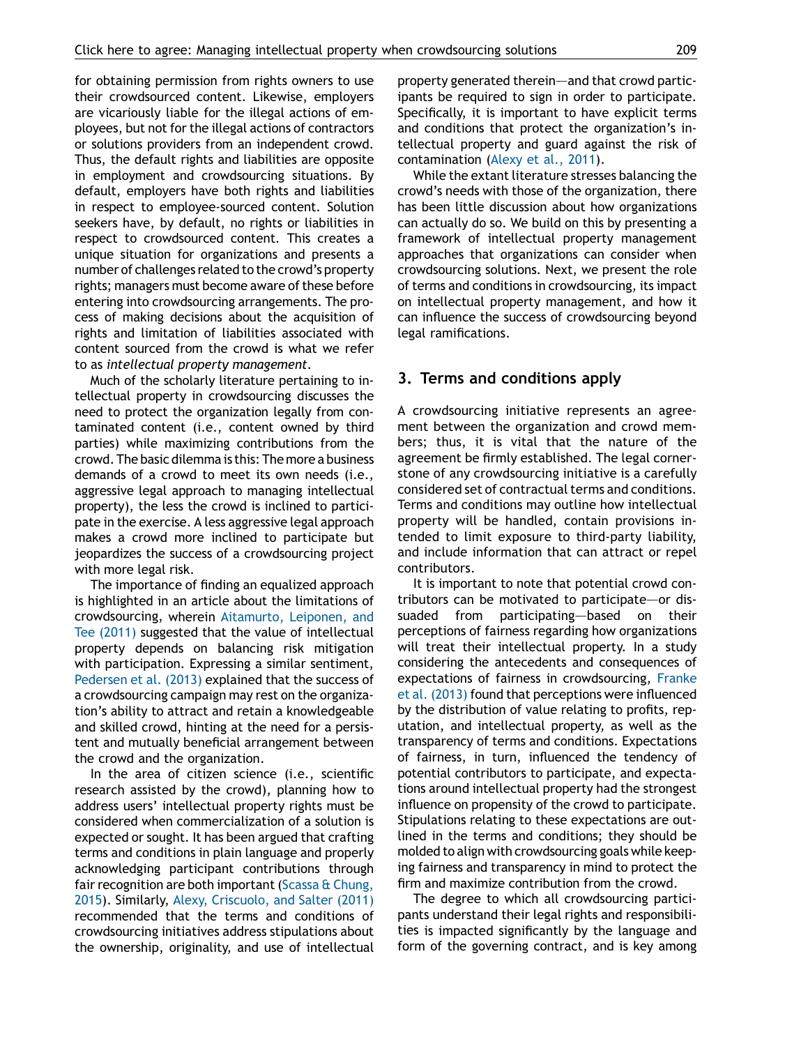for obtaining permission from rights owners to use their crowdsourced content. Likewise, employers are vicariously liable for the illegal actions of employees, but not for the illegal actions of contractors or solutions providers from an independent crowd. Thus, the default rights and liabilities are opposite in employment and crowdsourcing situations. By default, employers have both rights and liabilities in respect to employee-sourced content. Solution seekers have, by default, no rights or liabilities in respect to crowdsourced content. This creates a unique situation for organizations and presents a number of challenges related to the crowd's property rights; managers must become aware of these before entering into crowdsourcing arrangements. The process of making decisions about the acquisition of rights and limitation of liabilities associated with content sourced from the crowd is what we refer to as *intellectual property management*.

Much of the scholarly literature pertaining to intellectual property in crowdsourcing discusses the need to protect the organization legally from contaminated content (i.e., content owned by third parties) while maximizing contributions from the crowd. The basic dilemma is this: The more a business demands of a crowd to meet its own needs (i.e., aggressive legal approach to managing intellectual property), the less the crowd is inclined to participate in the exercise. A less aggressive legal approach makes a crowd more inclined to participate but jeopardizes the success of a crowdsourcing project with more legal risk.

The importance of finding an equalized approach is highlighted in an article about the limitations of crowdsourcing, wherein Aitamurto, Leiponen, and Tee (2011) suggested that the value of intellectual property depends on balancing risk mitigation with participation. Expressing a similar sentiment, Pedersen et al. (2013) explained that the success of a crowdsourcing campaign may rest on the organization's ability to attract and retain a knowledgeable and skilled crowd, hinting at the need for a persistent and mutually beneficial arrangement between the crowd and the organization.

In the area of citizen science (i.e., scientific research assisted by the crowd), planning how to address users' intellectual property rights must be considered when commercialization of a solution is expected or sought. It has been argued that crafting terms and conditions in plain language and properly acknowledging participant contributions through fair recognition are both important (Scassa & Chung, 2015). Similarly, Alexy, Criscuolo, and Salter (2011) recommended that the terms and conditions of crowdsourcing initiatives address stipulations about the ownership, originality, and use of intellectual property generated therein—and that crowd participants be required to sign in order to participate. Specifically, it is important to have explicit terms and conditions that protect the organization's intellectual property and guard against the risk of contamination (Alexy et al., 2011).

While the extant literature stresses balancing the crowd's needs with those of the organization, there has been little discussion about how organizations can actually do so. We build on this by presenting a framework of intellectual property management approaches that organizations can consider when crowdsourcing solutions. Next, we present the role of terms and conditions in crowdsourcing, its impact on intellectual property management, and how it can influence the success of crowdsourcing beyond legal ramifications.

## 3. Terms and conditions apply

A crowdsourcing initiative represents an agreement between the organization and crowd members; thus, it is vital that the nature of the agreement be firmly established. The legal cornerstone of any crowdsourcing initiative is a carefully considered set of contractual terms and conditions. Terms and conditions may outline how intellectual property will be handled, contain provisions intended to limit exposure to third-party liability, and include information that can attract or repel contributors.

It is important to note that potential crowd contributors can be motivated to participate—or dissuaded from participating—based on their perceptions of fairness regarding how organizations will treat their intellectual property. In a study considering the antecedents and consequences of expectations of fairness in crowdsourcing, Franke et al. (2013) found that perceptions were influenced by the distribution of value relating to profits, reputation, and intellectual property, as well as the transparency of terms and conditions. Expectations of fairness, in turn, influenced the tendency of potential contributors to participate, and expectations around intellectual property had the strongest influence on propensity of the crowd to participate. Stipulations relating to these expectations are outlined in the terms and conditions; they should be molded to align with crowdsourcing goals while keeping fairness and transparency in mind to protect the firm and maximize contribution from the crowd.

The degree to which all crowdsourcing participants understand their legal rights and responsibilities is impacted significantly by the language and form of the governing contract, and is key among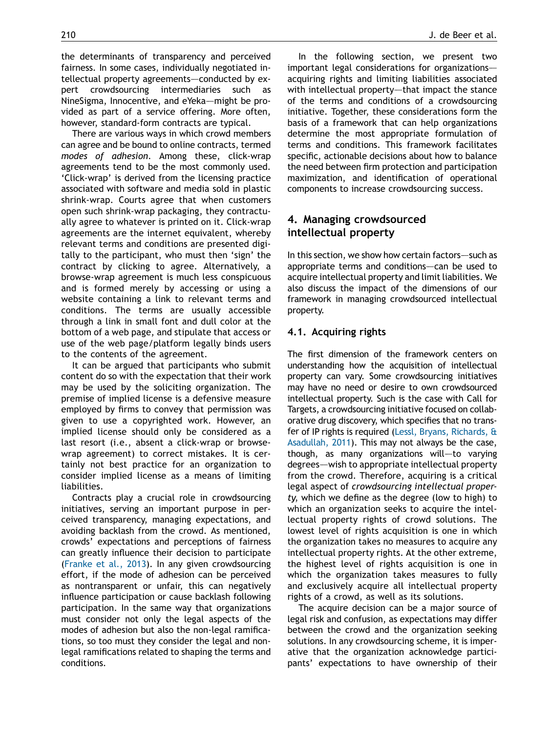the determinants of transparency and perceived fairness. In some cases, individually negotiated intellectual property agreements—conducted by expert crowdsourcing intermediaries such as NineSigma, Innocentive, and eYeka—might be provided as part of a service offering. More often, however, standard-form contracts are typical.

There are various ways in which crowd members can agree and be bound to online contracts, termed *modes of adhesion*. Among these, click-wrap agreements tend to be the most commonly used. 'Click-wrap' is derived from the licensing practice associated with software and media sold in plastic shrink-wrap. Courts agree that when customers open such shrink-wrap packaging, they contractually agree to whatever is printed on it. Click-wrap agreements are the internet equivalent, whereby relevant terms and conditions are presented digitally to the participant, who must then 'sign' the contract by clicking to agree. Alternatively, a browse-wrap agreement is much less conspicuous and is formed merely by accessing or using a website containing a link to relevant terms and conditions. The terms are usually accessible through a link in small font and dull color at the bottom of a web page, and stipulate that access or use of the web page/platform legally binds users to the contents of the agreement.

It can be argued that participants who submit content do so with the expectation that their work may be used by the soliciting organization. The premise of implied license is a defensive measure employed by firms to convey that permission was given to use a copyrighted work. However, an implied license should only be considered as a last resort (i.e., absent a click-wrap or browse-wrap agreement) to correct mistakes. It is certainly not best practice for an organization to consider implied license as a means of limiting liabilities.

Contracts play a crucial role in crowdsourcing initiatives, serving an important purpose in perceived transparency, managing expectations, and avoiding backlash from the crowd. As mentioned, crowds' expectations and perceptions of fairness can greatly influence their decision to participate (Franke et al., 2013). In any given crowdsourcing effort, if the mode of adhesion can be perceived as nontransparent or unfair, this can negatively influence participation or cause backlash following participation. In the same way that organizations must consider not only the legal aspects of the modes of adhesion but also the non-legal ramifications, so too must they consider the legal and non-legal ramifications related to shaping the terms and conditions.

In the following section, we present two important legal considerations for organizations—acquiring rights and limiting liabilities associated with intellectual property—that impact the stance of the terms and conditions of a crowdsourcing initiative. Together, these considerations form the basis of a framework that can help organizations determine the most appropriate formulation of terms and conditions. This framework facilitates specific, actionable decisions about how to balance the need between firm protection and participation maximization, and identification of operational components to increase crowdsourcing success.

## 4. Managing crowdsourced intellectual property

In this section, we show how certain factors—such as appropriate terms and conditions—can be used to acquire intellectual property and limit liabilities. We also discuss the impact of the dimensions of our framework in managing crowdsourced intellectual property.

### 4.1. Acquiring rights

The first dimension of the framework centers on understanding how the acquisition of intellectual property can vary. Some crowdsourcing initiatives may have no need or desire to own crowdsourced intellectual property. Such is the case with Call for Targets, a crowdsourcing initiative focused on collaborative drug discovery, which specifies that no transfer of IP rights is required (Lessl, Bryans, Richards, & Asadullah, 2011). This may not always be the case, though, as many organizations will—to varying degrees—wish to appropriate intellectual property from the crowd. Therefore, acquiring is a critical legal aspect of *crowdsourcing intellectual property*, which we define as the degree (low to high) to which an organization seeks to acquire the intellectual property rights of crowd solutions. The lowest level of rights acquisition is one in which the organization takes no measures to acquire any intellectual property rights. At the other extreme, the highest level of rights acquisition is one in which the organization takes measures to fully and exclusively acquire all intellectual property rights of a crowd, as well as its solutions.

The acquire decision can be a major source of legal risk and confusion, as expectations may differ between the crowd and the organization seeking solutions. In any crowdsourcing scheme, it is imperative that the organization acknowledge participants' expectations to have ownership of their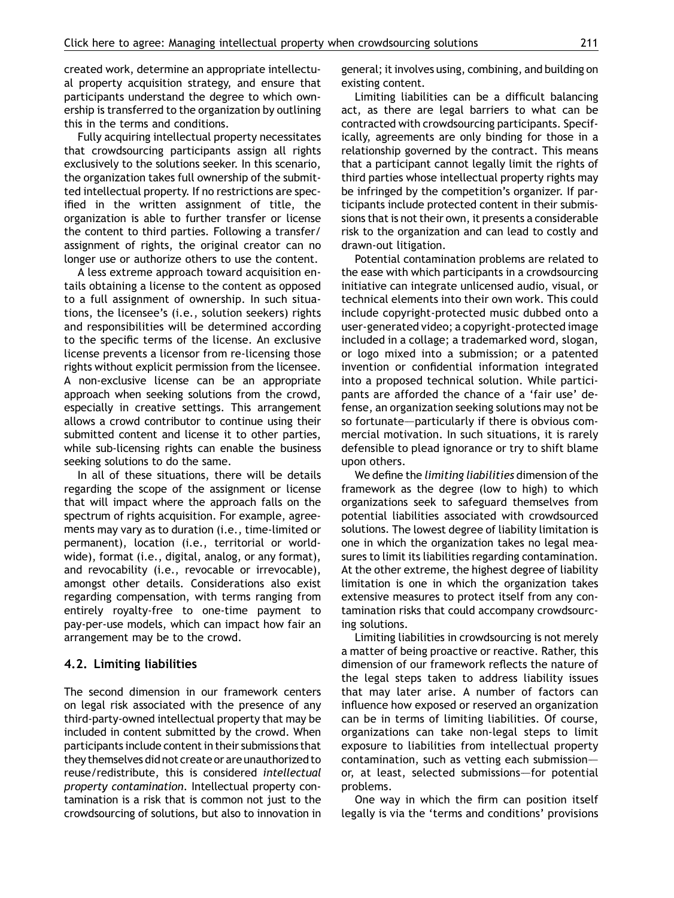created work, determine an appropriate intellectual property acquisition strategy, and ensure that participants understand the degree to which ownership is transferred to the organization by outlining this in the terms and conditions.

Fully acquiring intellectual property necessitates that crowdsourcing participants assign all rights exclusively to the solutions seeker. In this scenario, the organization takes full ownership of the submitted intellectual property. If no restrictions are specified in the written assignment of title, the organization is able to further transfer or license the content to third parties. Following a transfer/assignment of rights, the original creator can no longer use or authorize others to use the content.

A less extreme approach toward acquisition entails obtaining a license to the content as opposed to a full assignment of ownership. In such situations, the licensee's (i.e., solution seekers) rights and responsibilities will be determined according to the specific terms of the license. An exclusive license prevents a licensor from re-licensing those rights without explicit permission from the licensee. A non-exclusive license can be an appropriate approach when seeking solutions from the crowd, especially in creative settings. This arrangement allows a crowd contributor to continue using their submitted content and license it to other parties, while sub-licensing rights can enable the business seeking solutions to do the same.

In all of these situations, there will be details regarding the scope of the assignment or license that will impact where the approach falls on the spectrum of rights acquisition. For example, agreements may vary as to duration (i.e., time-limited or permanent), location (i.e., territorial or worldwide), format (i.e., digital, analog, or any format), and revocability (i.e., revocable or irrevocable), amongst other details. Considerations also exist regarding compensation, with terms ranging from entirely royalty-free to one-time payment to pay-per-use models, which can impact how fair an arrangement may be to the crowd.

### 4.2. Limiting liabilities

The second dimension in our framework centers on legal risk associated with the presence of any third-party-owned intellectual property that may be included in content submitted by the crowd. When participants include content in their submissions that they themselves did not create or are unauthorized to reuse/redistribute, this is considered *intellectual property contamination*. Intellectual property contamination is a risk that is common not just to the crowdsourcing of solutions, but also to innovation in general; it involves using, combining, and building on existing content.

Limiting liabilities can be a difficult balancing act, as there are legal barriers to what can be contracted with crowdsourcing participants. Specifically, agreements are only binding for those in a relationship governed by the contract. This means that a participant cannot legally limit the rights of third parties whose intellectual property rights may be infringed by the competition's organizer. If participants include protected content in their submissions that is not their own, it presents a considerable risk to the organization and can lead to costly and drawn-out litigation.

Potential contamination problems are related to the ease with which participants in a crowdsourcing initiative can integrate unlicensed audio, visual, or technical elements into their own work. This could include copyright-protected music dubbed onto a user-generated video; a copyright-protected image included in a collage; a trademarked word, slogan, or logo mixed into a submission; or a patented invention or confidential information integrated into a proposed technical solution. While participants are afforded the chance of a 'fair use' defense, an organization seeking solutions may not be so fortunate—particularly if there is obvious commercial motivation. In such situations, it is rarely defensible to plead ignorance or try to shift blame upon others.

We define the *limiting liabilities* dimension of the framework as the degree (low to high) to which organizations seek to safeguard themselves from potential liabilities associated with crowdsourced solutions. The lowest degree of liability limitation is one in which the organization takes no legal measures to limit its liabilities regarding contamination. At the other extreme, the highest degree of liability limitation is one in which the organization takes extensive measures to protect itself from any contamination risks that could accompany crowdsourcing solutions.

Limiting liabilities in crowdsourcing is not merely a matter of being proactive or reactive. Rather, this dimension of our framework reflects the nature of the legal steps taken to address liability issues that may later arise. A number of factors can influence how exposed or reserved an organization can be in terms of limiting liabilities. Of course, organizations can take non-legal steps to limit exposure to liabilities from intellectual property contamination, such as vetting each submission—or, at least, selected submissions—for potential problems.

One way in which the firm can position itself legally is via the 'terms and conditions' provisions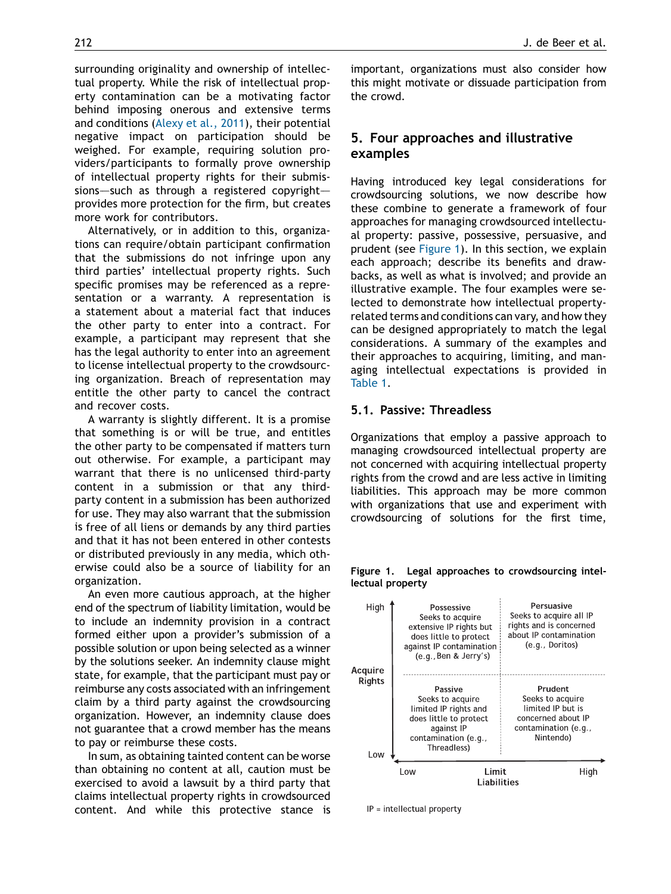surrounding originality and ownership of intellectual property. While the risk of intellectual property contamination can be a motivating factor behind imposing onerous and extensive terms and conditions (Alexy et al., 2011), their potential negative impact on participation should be weighed. For example, requiring solution providers/participants to formally prove ownership of intellectual property rights for their submissions—such as through a registered copyright—provides more protection for the firm, but creates more work for contributors.

Alternatively, or in addition to this, organizations can require/obtain participant confirmation that the submissions do not infringe upon any third parties' intellectual property rights. Such specific promises may be referenced as a representation or a warranty. A representation is a statement about a material fact that induces the other party to enter into a contract. For example, a participant may represent that she has the legal authority to enter into an agreement to license intellectual property to the crowdsourcing organization. Breach of representation may entitle the other party to cancel the contract and recover costs.

A warranty is slightly different. It is a promise that something is or will be true, and entitles the other party to be compensated if matters turn out otherwise. For example, a participant may warrant that there is no unlicensed third-party content in a submission or that any third-party content in a submission has been authorized for use. They may also warrant that the submission is free of all liens or demands by any third parties and that it has not been entered in other contests or distributed previously in any media, which otherwise could also be a source of liability for an organization.

An even more cautious approach, at the higher end of the spectrum of liability limitation, would be to include an indemnity provision in a contract formed either upon a provider's submission of a possible solution or upon being selected as a winner by the solutions seeker. An indemnity clause might state, for example, that the participant must pay or reimburse any costs associated with an infringement claim by a third party against the crowdsourcing organization. However, an indemnity clause does not guarantee that a crowd member has the means to pay or reimburse these costs.

In sum, as obtaining tainted content can be worse than obtaining no content at all, caution must be exercised to avoid a lawsuit by a third party that claims intellectual property rights in crowdsourced content. And while this protective stance is important, organizations must also consider how this might motivate or dissuade participation from the crowd.

## 5. Four approaches and illustrative examples

Having introduced key legal considerations for crowdsourcing solutions, we now describe how these combine to generate a framework of four approaches for managing crowdsourced intellectual property: passive, possessive, persuasive, and prudent (see Figure 1). In this section, we explain each approach; describe its benefits and drawbacks, as well as what is involved; and provide an illustrative example. The four examples were selected to demonstrate how intellectual property-related terms and conditions can vary, and how they can be designed appropriately to match the legal considerations. A summary of the examples and their approaches to acquiring, limiting, and managing intellectual expectations is provided in Table 1.

### 5.1. Passive: Threadless

Organizations that employ a passive approach to managing crowdsourced intellectual property are not concerned with acquiring intellectual property rights from the crowd and are less active in limiting liabilities. This approach may be more common with organizations that use and experiment with crowdsourcing of solutions for the first time,

**Figure 1. Legal approaches to crowdsourcing intellectual property**

High

Acquire Rights

Low

Possessive
Seeks to acquire extensive IP rights but does little to protect against IP contamination (e.g., Ben & Jerry's)

Persuasive
Seeks to acquire all IP rights and is concerned about IP contamination (e.g., Doritos)

Passive
Seeks to acquire limited IP rights and does little to protect against IP contamination (e.g., Threadless)

Prudent
Seeks to acquire limited IP but is concerned about IP contamination (e.g., Nintendo)

Low — Limit Liabilities — High

IP = intellectual property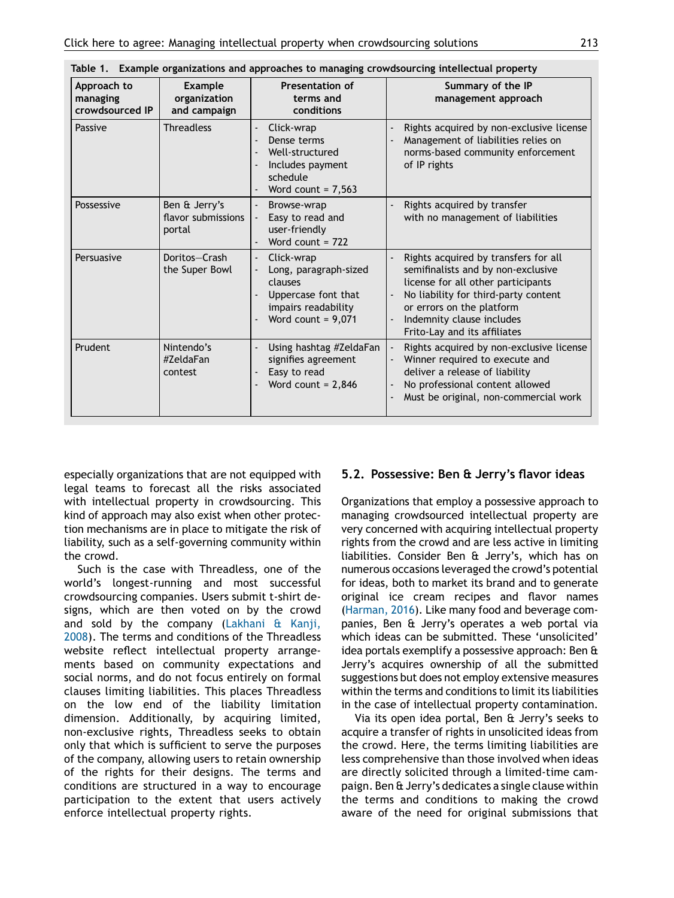Table 1. Example organizations and approaches to managing crowdsourcing intellectual property

| Approach to managing crowdsourced IP | Example organization and campaign | Presentation of terms and conditions | Summary of the IP management approach |
|---|---|---|---|
| Passive | Threadless | - Click-wrap<br>- Dense terms<br>- Well-structured<br>- Includes payment schedule<br>- Word count = 7,563 | - Rights acquired by non-exclusive license<br>- Management of liabilities relies on norms-based community enforcement of IP rights |
| Possessive | Ben & Jerry's flavor submissions portal | - Browse-wrap<br>- Easy to read and user-friendly<br>- Word count = 722 | - Rights acquired by transfer with no management of liabilities |
| Persuasive | Doritos—Crash the Super Bowl | - Click-wrap<br>- Long, paragraph-sized clauses<br>- Uppercase font that impairs readability<br>- Word count = 9,071 | - Rights acquired by transfers for all semifinalists and by non-exclusive license for all other participants<br>- No liability for third-party content or errors on the platform<br>- Indemnity clause includes Frito-Lay and its affiliates |
| Prudent | Nintendo's #ZeldaFan contest | - Using hashtag #ZeldaFan signifies agreement<br>- Easy to read<br>- Word count = 2,846 | - Rights acquired by non-exclusive license<br>- Winner required to execute and deliver a release of liability<br>- No professional content allowed<br>- Must be original, non-commercial work |

especially organizations that are not equipped with legal teams to forecast all the risks associated with intellectual property in crowdsourcing. This kind of approach may also exist when other protection mechanisms are in place to mitigate the risk of liability, such as a self-governing community within the crowd.

Such is the case with Threadless, one of the world's longest-running and most successful crowdsourcing companies. Users submit t-shirt designs, which are then voted on by the crowd and sold by the company (Lakhani & Kanji, 2008). The terms and conditions of the Threadless website reflect intellectual property arrangements based on community expectations and social norms, and do not focus entirely on formal clauses limiting liabilities. This places Threadless on the low end of the liability limitation dimension. Additionally, by acquiring limited, non-exclusive rights, Threadless seeks to obtain only that which is sufficient to serve the purposes of the company, allowing users to retain ownership of the rights for their designs. The terms and conditions are structured in a way to encourage participation to the extent that users actively enforce intellectual property rights.

### 5.2. Possessive: Ben & Jerry's flavor ideas

Organizations that employ a possessive approach to managing crowdsourced intellectual property are very concerned with acquiring intellectual property rights from the crowd and are less active in limiting liabilities. Consider Ben & Jerry's, which has on numerous occasions leveraged the crowd's potential for ideas, both to market its brand and to generate original ice cream recipes and flavor names (Harman, 2016). Like many food and beverage companies, Ben & Jerry's operates a web portal via which ideas can be submitted. These 'unsolicited' idea portals exemplify a possessive approach: Ben & Jerry's acquires ownership of all the submitted suggestions but does not employ extensive measures within the terms and conditions to limit its liabilities in the case of intellectual property contamination.

Via its open idea portal, Ben & Jerry's seeks to acquire a transfer of rights in unsolicited ideas from the crowd. Here, the terms limiting liabilities are less comprehensive than those involved when ideas are directly solicited through a limited-time campaign. Ben & Jerry's dedicates a single clause within the terms and conditions to making the crowd aware of the need for original submissions that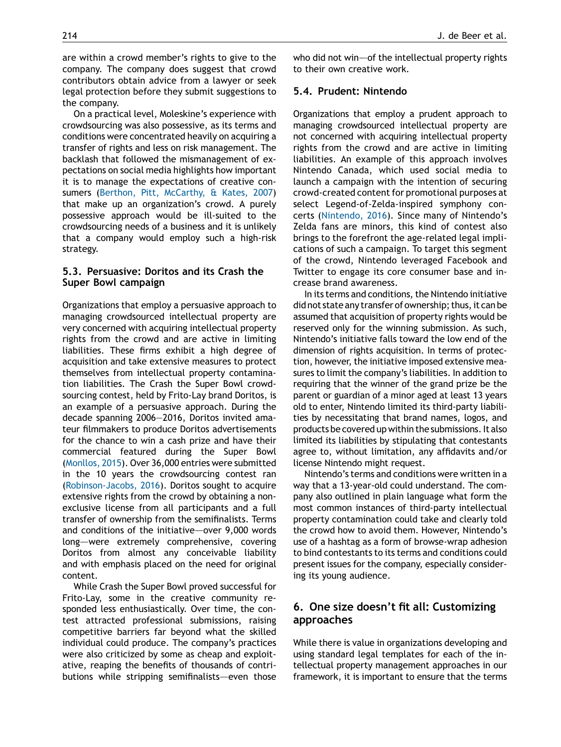are within a crowd member's rights to give to the company. The company does suggest that crowd contributors obtain advice from a lawyer or seek legal protection before they submit suggestions to the company.

On a practical level, Moleskine's experience with crowdsourcing was also possessive, as its terms and conditions were concentrated heavily on acquiring a transfer of rights and less on risk management. The backlash that followed the mismanagement of expectations on social media highlights how important it is to manage the expectations of creative consumers (Berthon, Pitt, McCarthy, & Kates, 2007) that make up an organization's crowd. A purely possessive approach would be ill-suited to the crowdsourcing needs of a business and it is unlikely that a company would employ such a high-risk strategy.

### 5.3. Persuasive: Doritos and its Crash the Super Bowl campaign

Organizations that employ a persuasive approach to managing crowdsourced intellectual property are very concerned with acquiring intellectual property rights from the crowd and are active in limiting liabilities. These firms exhibit a high degree of acquisition and take extensive measures to protect themselves from intellectual property contamination liabilities. The Crash the Super Bowl crowdsourcing contest, held by Frito-Lay brand Doritos, is an example of a persuasive approach. During the decade spanning 2006–2016, Doritos invited amateur filmmakers to produce Doritos advertisements for the chance to win a cash prize and have their commercial featured during the Super Bowl (Monllos, 2015). Over 36,000 entries were submitted in the 10 years the crowdsourcing contest ran (Robinson-Jacobs, 2016). Doritos sought to acquire extensive rights from the crowd by obtaining a non-exclusive license from all participants and a full transfer of ownership from the semifinalists. Terms and conditions of the initiative—over 9,000 words long—were extremely comprehensive, covering Doritos from almost any conceivable liability and with emphasis placed on the need for original content.

While Crash the Super Bowl proved successful for Frito-Lay, some in the creative community responded less enthusiastically. Over time, the contest attracted professional submissions, raising competitive barriers far beyond what the skilled individual could produce. The company's practices were also criticized by some as cheap and exploitative, reaping the benefits of thousands of contributions while stripping semifinalists—even those who did not win—of the intellectual property rights to their own creative work.

### 5.4. Prudent: Nintendo

Organizations that employ a prudent approach to managing crowdsourced intellectual property are not concerned with acquiring intellectual property rights from the crowd and are active in limiting liabilities. An example of this approach involves Nintendo Canada, which used social media to launch a campaign with the intention of securing crowd-created content for promotional purposes at select Legend-of-Zelda-inspired symphony concerts (Nintendo, 2016). Since many of Nintendo's Zelda fans are minors, this kind of contest also brings to the forefront the age-related legal implications of such a campaign. To target this segment of the crowd, Nintendo leveraged Facebook and Twitter to engage its core consumer base and increase brand awareness.

In its terms and conditions, the Nintendo initiative did not state any transfer of ownership; thus, it can be assumed that acquisition of property rights would be reserved only for the winning submission. As such, Nintendo's initiative falls toward the low end of the dimension of rights acquisition. In terms of protection, however, the initiative imposed extensive measures to limit the company's liabilities. In addition to requiring that the winner of the grand prize be the parent or guardian of a minor aged at least 13 years old to enter, Nintendo limited its third-party liabilities by necessitating that brand names, logos, and products be covered up within the submissions. It also limited its liabilities by stipulating that contestants agree to, without limitation, any affidavits and/or license Nintendo might request.

Nintendo's terms and conditions were written in a way that a 13-year-old could understand. The company also outlined in plain language what form the most common instances of third-party intellectual property contamination could take and clearly told the crowd how to avoid them. However, Nintendo's use of a hashtag as a form of browse-wrap adhesion to bind contestants to its terms and conditions could present issues for the company, especially considering its young audience.

## 6. One size doesn't fit all: Customizing approaches

While there is value in organizations developing and using standard legal templates for each of the intellectual property management approaches in our framework, it is important to ensure that the terms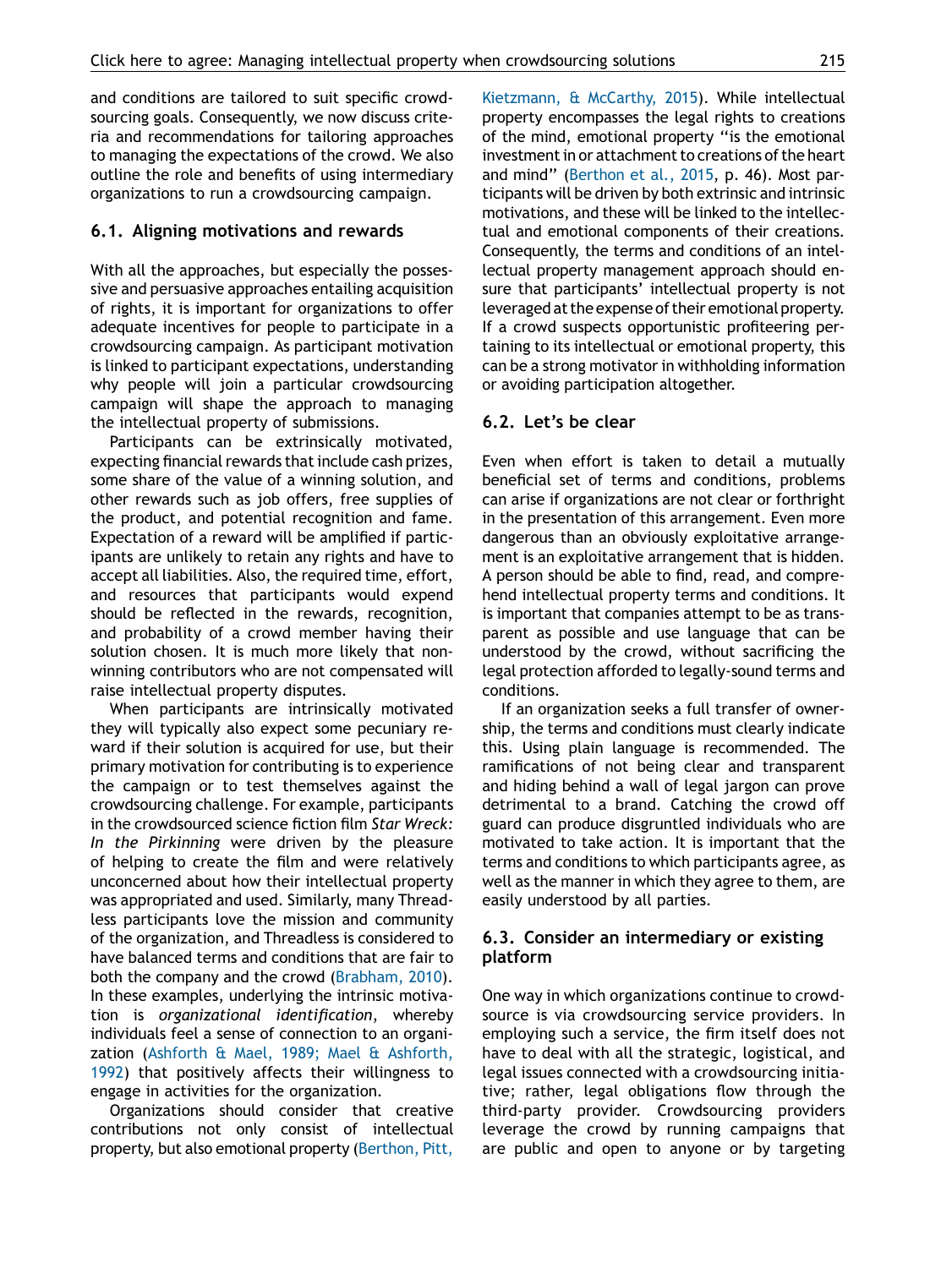and conditions are tailored to suit specific crowdsourcing goals. Consequently, we now discuss criteria and recommendations for tailoring approaches to managing the expectations of the crowd. We also outline the role and benefits of using intermediary organizations to run a crowdsourcing campaign.

### 6.1. Aligning motivations and rewards

With all the approaches, but especially the possessive and persuasive approaches entailing acquisition of rights, it is important for organizations to offer adequate incentives for people to participate in a crowdsourcing campaign. As participant motivation is linked to participant expectations, understanding why people will join a particular crowdsourcing campaign will shape the approach to managing the intellectual property of submissions.

Participants can be extrinsically motivated, expecting financial rewards that include cash prizes, some share of the value of a winning solution, and other rewards such as job offers, free supplies of the product, and potential recognition and fame. Expectation of a reward will be amplified if participants are unlikely to retain any rights and have to accept all liabilities. Also, the required time, effort, and resources that participants would expend should be reflected in the rewards, recognition, and probability of a crowd member having their solution chosen. It is much more likely that non-winning contributors who are not compensated will raise intellectual property disputes.

When participants are intrinsically motivated they will typically also expect some pecuniary reward if their solution is acquired for use, but their primary motivation for contributing is to experience the campaign or to test themselves against the crowdsourcing challenge. For example, participants in the crowdsourced science fiction film *Star Wreck: In the Pirkinning* were driven by the pleasure of helping to create the film and were relatively unconcerned about how their intellectual property was appropriated and used. Similarly, many Threadless participants love the mission and community of the organization, and Threadless is considered to have balanced terms and conditions that are fair to both the company and the crowd (Brabham, 2010). In these examples, underlying the intrinsic motivation is *organizational identification*, whereby individuals feel a sense of connection to an organization (Ashforth & Mael, 1989; Mael & Ashforth, 1992) that positively affects their willingness to engage in activities for the organization.

Organizations should consider that creative contributions not only consist of intellectual property, but also emotional property (Berthon, Pitt, Kietzmann, & McCarthy, 2015). While intellectual property encompasses the legal rights to creations of the mind, emotional property "is the emotional investment in or attachment to creations of the heart and mind" (Berthon et al., 2015, p. 46). Most participants will be driven by both extrinsic and intrinsic motivations, and these will be linked to the intellectual and emotional components of their creations. Consequently, the terms and conditions of an intellectual property management approach should ensure that participants' intellectual property is not leveraged at the expense of their emotional property. If a crowd suspects opportunistic profiteering pertaining to its intellectual or emotional property, this can be a strong motivator in withholding information or avoiding participation altogether.

### 6.2. Let's be clear

Even when effort is taken to detail a mutually beneficial set of terms and conditions, problems can arise if organizations are not clear or forthright in the presentation of this arrangement. Even more dangerous than an obviously exploitative arrangement is an exploitative arrangement that is hidden. A person should be able to find, read, and comprehend intellectual property terms and conditions. It is important that companies attempt to be as transparent as possible and use language that can be understood by the crowd, without sacrificing the legal protection afforded to legally-sound terms and conditions.

If an organization seeks a full transfer of ownership, the terms and conditions must clearly indicate this. Using plain language is recommended. The ramifications of not being clear and transparent and hiding behind a wall of legal jargon can prove detrimental to a brand. Catching the crowd off guard can produce disgruntled individuals who are motivated to take action. It is important that the terms and conditions to which participants agree, as well as the manner in which they agree to them, are easily understood by all parties.

### 6.3. Consider an intermediary or existing platform

One way in which organizations continue to crowdsource is via crowdsourcing service providers. In employing such a service, the firm itself does not have to deal with all the strategic, logistical, and legal issues connected with a crowdsourcing initiative; rather, legal obligations flow through the third-party provider. Crowdsourcing providers leverage the crowd by running campaigns that are public and open to anyone or by targeting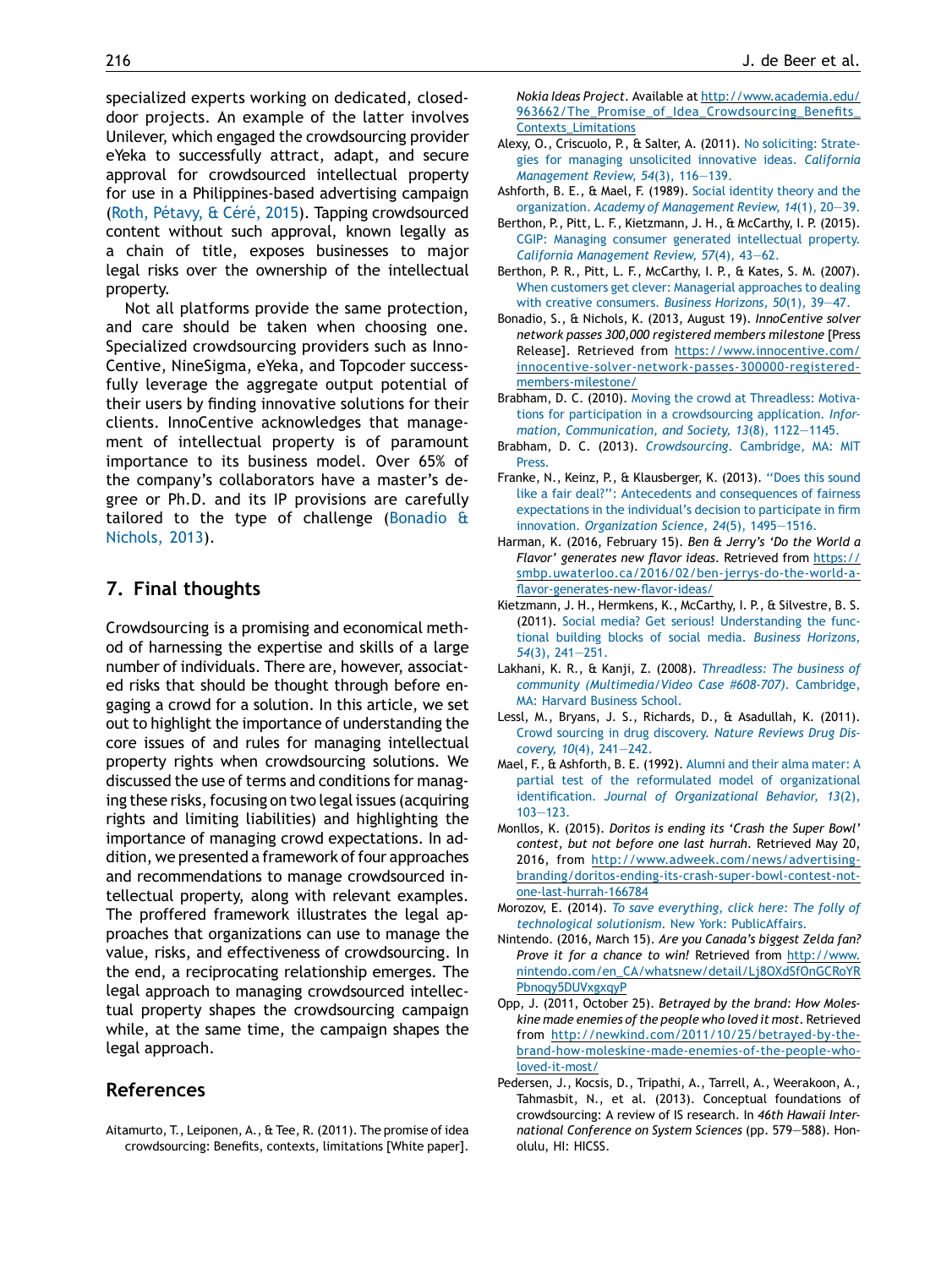specialized experts working on dedicated, closed-door projects. An example of the latter involves Unilever, which engaged the crowdsourcing provider eYeka to successfully attract, adapt, and secure approval for crowdsourced intellectual property for use in a Philippines-based advertising campaign (Roth, Pétavy, & Céré, 2015). Tapping crowdsourced content without such approval, known legally as a chain of title, exposes businesses to major legal risks over the ownership of the intellectual property.

Not all platforms provide the same protection, and care should be taken when choosing one. Specialized crowdsourcing providers such as InnoCentive, NineSigma, eYeka, and Topcoder successfully leverage the aggregate output potential of their users by finding innovative solutions for their clients. InnoCentive acknowledges that management of intellectual property is of paramount importance to its business model. Over 65% of the company's collaborators have a master's degree or Ph.D. and its IP provisions are carefully tailored to the type of challenge (Bonadio & Nichols, 2013).

## 7. Final thoughts

Crowdsourcing is a promising and economical method of harnessing the expertise and skills of a large number of individuals. There are, however, associated risks that should be thought through before engaging a crowd for a solution. In this article, we set out to highlight the importance of understanding the core issues of and rules for managing intellectual property rights when crowdsourcing solutions. We discussed the use of terms and conditions for managing these risks, focusing on two legal issues (acquiring rights and limiting liabilities) and highlighting the importance of managing crowd expectations. In addition, we presented a framework of four approaches and recommendations to manage crowdsourced intellectual property, along with relevant examples. The proffered framework illustrates the legal approaches that organizations can use to manage the value, risks, and effectiveness of crowdsourcing. In the end, a reciprocating relationship emerges. The legal approach to managing crowdsourced intellectual property shapes the crowdsourcing campaign while, at the same time, the campaign shapes the legal approach.

## References

Aitamurto, T., Leiponen, A., & Tee, R. (2011). The promise of idea crowdsourcing: Benefits, contexts, limitations [White paper]. *Nokia Ideas Project*. Available at http://www.academia.edu/963662/The_Promise_of_Idea_Crowdsourcing_Benefits_Contexts_Limitations

Alexy, O., Criscuolo, P., & Salter, A. (2011). No soliciting: Strategies for managing unsolicited innovative ideas. *California Management Review, 54*(3), 116–139.

Ashforth, B. E., & Mael, F. (1989). Social identity theory and the organization. *Academy of Management Review, 14*(1), 20–39.

Berthon, P., Pitt, L. F., Kietzmann, J. H., & McCarthy, I. P. (2015). CGIP: Managing consumer generated intellectual property. *California Management Review, 57*(4), 43–62.

Berthon, P. R., Pitt, L. F., McCarthy, I. P., & Kates, S. M. (2007). When customers get clever: Managerial approaches to dealing with creative consumers. *Business Horizons, 50*(1), 39–47.

Bonadio, S., & Nichols, K. (2013, August 19). *InnoCentive solver network passes 300,000 registered members milestone* [Press Release]. Retrieved from https://www.innocentive.com/innocentive-solver-network-passes-300000-registered-members-milestone/

Brabham, D. C. (2010). Moving the crowd at Threadless: Motivations for participation in a crowdsourcing application. *Information, Communication, and Society, 13*(8), 1122–1145.

Brabham, D. C. (2013). *Crowdsourcing*. Cambridge, MA: MIT Press.

Franke, N., Keinz, P., & Klausberger, K. (2013). "Does this sound like a fair deal?": Antecedents and consequences of fairness expectations in the individual's decision to participate in firm innovation. *Organization Science, 24*(5), 1495–1516.

Harman, K. (2016, February 15). *Ben & Jerry's 'Do the World a Flavor' generates new flavor ideas*. Retrieved from https://smbp.uwaterloo.ca/2016/02/ben-jerrys-do-the-world-a-flavor-generates-new-flavor-ideas/

Kietzmann, J. H., Hermkens, K., McCarthy, I. P., & Silvestre, B. S. (2011). Social media? Get serious! Understanding the functional building blocks of social media. *Business Horizons, 54*(3), 241–251.

Lakhani, K. R., & Kanji, Z. (2008). *Threadless: The business of community (Multimedia/Video Case #608-707)*. Cambridge, MA: Harvard Business School.

Lessl, M., Bryans, J. S., Richards, D., & Asadullah, K. (2011). Crowd sourcing in drug discovery. *Nature Reviews Drug Discovery, 10*(4), 241–242.

Mael, F., & Ashforth, B. E. (1992). Alumni and their alma mater: A partial test of the reformulated model of organizational identification. *Journal of Organizational Behavior, 13*(2), 103–123.

Monllos, K. (2015). *Doritos is ending its 'Crash the Super Bowl' contest, but not before one last hurrah*. Retrieved May 20, 2016, from http://www.adweek.com/news/advertising-branding/doritos-ending-its-crash-super-bowl-contest-not-one-last-hurrah-166784

Morozov, E. (2014). *To save everything, click here: The folly of technological solutionism*. New York: PublicAffairs.

Nintendo. (2016, March 15). *Are you Canada's biggest Zelda fan? Prove it for a chance to win!* Retrieved from http://www.nintendo.com/en_CA/whatsnew/detail/Lj8OXdSfOnGCRoYRPbnoqy5DUVxgxqyP

Opp, J. (2011, October 25). *Betrayed by the brand: How Moleskine made enemies of the people who loved it most*. Retrieved from http://newkind.com/2011/10/25/betrayed-by-the-brand-how-moleskine-made-enemies-of-the-people-who-loved-it-most/

Pedersen, J., Kocsis, D., Tripathi, A., Tarrell, A., Weerakoon, A., Tahmasbit, N., et al. (2013). Conceptual foundations of crowdsourcing: A review of IS research. In *46th Hawaii International Conference on System Sciences* (pp. 579–588). Honolulu, HI: HICSS.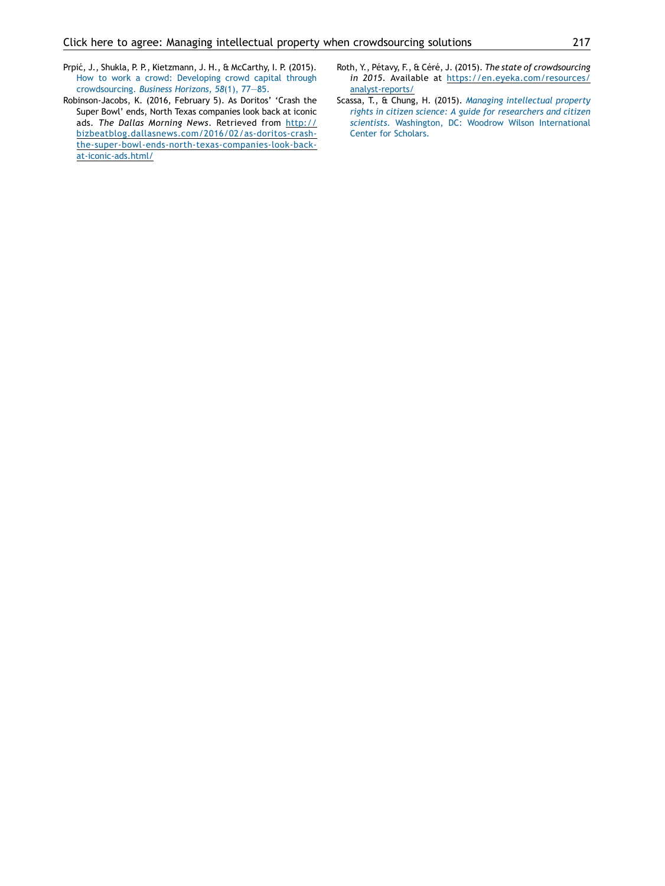Prpić, J., Shukla, P. P., Kietzmann, J. H., & McCarthy, I. P. (2015). How to work a crowd: Developing crowd capital through crowdsourcing. *Business Horizons, 58*(1), 77—85.

Robinson-Jacobs, K. (2016, February 5). As Doritos' 'Crash the Super Bowl' ends, North Texas companies look back at iconic ads. *The Dallas Morning News*. Retrieved from http://bizbeatblog.dallasnews.com/2016/02/as-doritos-crash-the-super-bowl-ends-north-texas-companies-look-back-at-iconic-ads.html/

Roth, Y., Pétavy, F., & Céré, J. (2015). *The state of crowdsourcing in 2015*. Available at https://en.eyeka.com/resources/analyst-reports/

Scassa, T., & Chung, H. (2015). *Managing intellectual property rights in citizen science: A guide for researchers and citizen scientists*. Washington, DC: Woodrow Wilson International Center for Scholars.